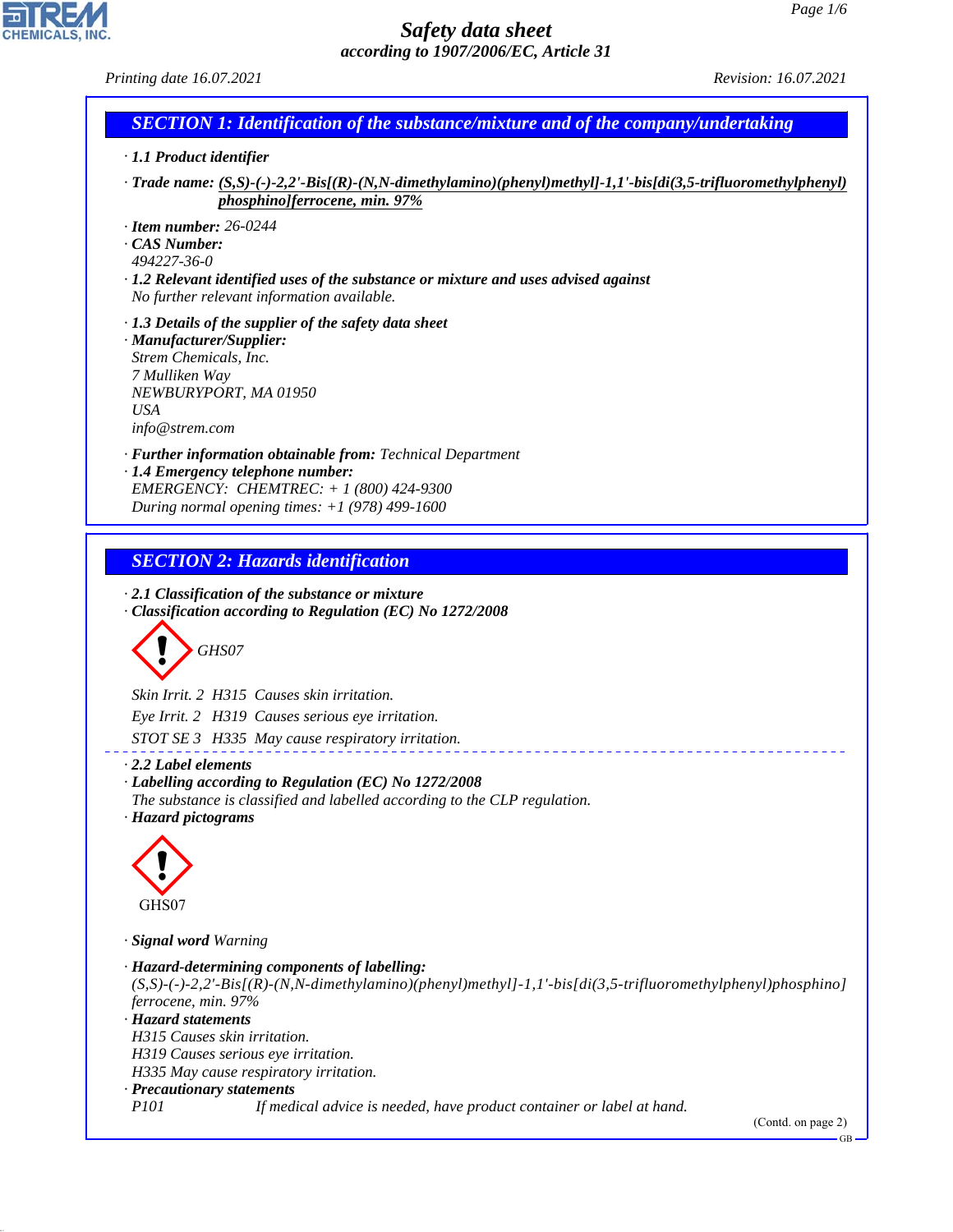# Safety data sheet

*according to 1907/2006/EC, Article 31*

Printing date 16.07.2021 Revision: 16.07.2021

## SECTION 1: Identification of the substance/mixture and of the company/undertaking

· **1.1 Product identifier**

· **Trade name:** (S,S)-(-)-2,2'-Bis[(R)-(N,N-dimethylamino)(phenyl)methyl]-1,1'-bis[di(3,5-trifluoromethylphenyl)phosphino]ferrocene, min. 97%

· **Item number:** 26-0244

· **CAS Number:**
494227-36-0

· **1.2 Relevant identified uses of the substance or mixture and uses advised against**
No further relevant information available.

· **1.3 Details of the supplier of the safety data sheet**

· **Manufacturer/Supplier:**
Strem Chemicals, Inc.
7 Mulliken Way
NEWBURYPORT, MA 01950
USA
info@strem.com

· **Further information obtainable from:** Technical Department

· **1.4 Emergency telephone number:**
EMERGENCY: CHEMTREC: + 1 (800) 424-9300
During normal opening times: +1 (978) 499-1600

## SECTION 2: Hazards identification

· **2.1 Classification of the substance or mixture**

· **Classification according to Regulation (EC) No 1272/2008**

GHS07

Skin Irrit. 2 H315 Causes skin irritation.

Eye Irrit. 2 H319 Causes serious eye irritation.

STOT SE 3 H335 May cause respiratory irritation.

· **2.2 Label elements**

· **Labelling according to Regulation (EC) No 1272/2008**
The substance is classified and labelled according to the CLP regulation.

· **Hazard pictograms**

GHS07

· **Signal word** Warning

· **Hazard-determining components of labelling:**
(S,S)-(-)-2,2'-Bis[(R)-(N,N-dimethylamino)(phenyl)methyl]-1,1'-bis[di(3,5-trifluoromethylphenyl)phosphino]ferrocene, min. 97%

· **Hazard statements**
H315 Causes skin irritation.
H319 Causes serious eye irritation.
H335 May cause respiratory irritation.

· **Precautionary statements**
P101 If medical advice is needed, have product container or label at hand.

(Contd. on page 2)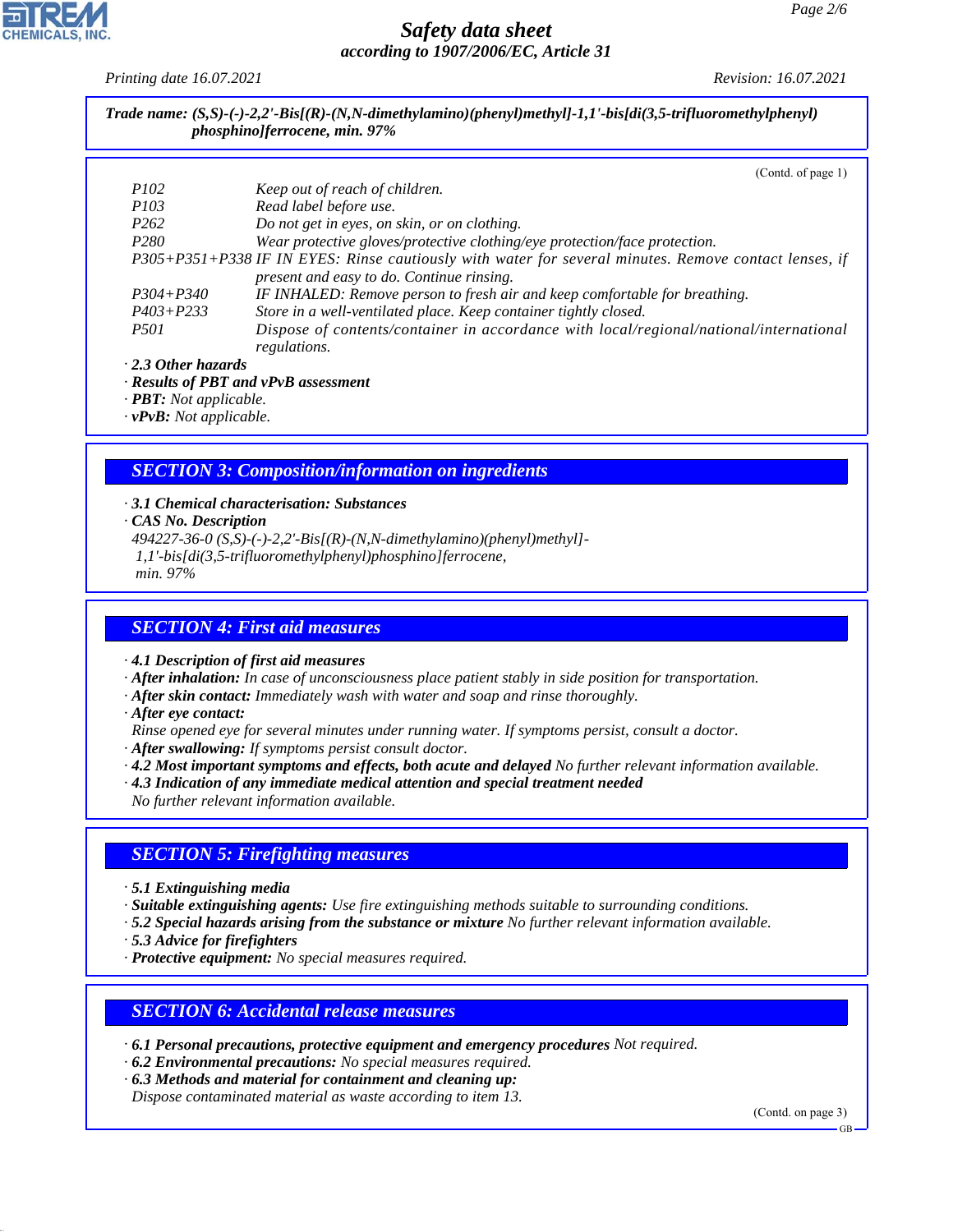*Safety data sheet*
*according to 1907/2006/EC, Article 31*

*Printing date 16.07.2021* *Revision: 16.07.2021*

**Trade name: (S,S)-(-)-2,2'-Bis[(R)-(N,N-dimethylamino)(phenyl)methyl]-1,1'-bis[di(3,5-trifluoromethylphenyl) phosphino]ferrocene, min. 97%**

(Contd. of page 1)

| | |
|---|---|
| P102 | Keep out of reach of children. |
| P103 | Read label before use. |
| P262 | Do not get in eyes, on skin, or on clothing. |
| P280 | Wear protective gloves/protective clothing/eye protection/face protection. |
| P305+P351+P338 | IF IN EYES: Rinse cautiously with water for several minutes. Remove contact lenses, if present and easy to do. Continue rinsing. |
| P304+P340 | IF INHALED: Remove person to fresh air and keep comfortable for breathing. |
| P403+P233 | Store in a well-ventilated place. Keep container tightly closed. |
| P501 | Dispose of contents/container in accordance with local/regional/national/international regulations. |

· **2.3 Other hazards**
· **Results of PBT and vPvB assessment**
· **PBT:** Not applicable.
· **vPvB:** Not applicable.

## SECTION 3: Composition/information on ingredients

· **3.1 Chemical characterisation: Substances**
· **CAS No. Description**
494227-36-0 (S,S)-(-)-2,2'-Bis[(R)-(N,N-dimethylamino)(phenyl)methyl]-1,1'-bis[di(3,5-trifluoromethylphenyl)phosphino]ferrocene, min. 97%

## SECTION 4: First aid measures

· **4.1 Description of first aid measures**
· **After inhalation:** In case of unconsciousness place patient stably in side position for transportation.
· **After skin contact:** Immediately wash with water and soap and rinse thoroughly.
· **After eye contact:**
Rinse opened eye for several minutes under running water. If symptoms persist, consult a doctor.
· **After swallowing:** If symptoms persist consult doctor.
· **4.2 Most important symptoms and effects, both acute and delayed** No further relevant information available.
· **4.3 Indication of any immediate medical attention and special treatment needed**
No further relevant information available.

## SECTION 5: Firefighting measures

· **5.1 Extinguishing media**
· **Suitable extinguishing agents:** Use fire extinguishing methods suitable to surrounding conditions.
· **5.2 Special hazards arising from the substance or mixture** No further relevant information available.
· **5.3 Advice for firefighters**
· **Protective equipment:** No special measures required.

## SECTION 6: Accidental release measures

· **6.1 Personal precautions, protective equipment and emergency procedures** Not required.
· **6.2 Environmental precautions:** No special measures required.
· **6.3 Methods and material for containment and cleaning up:**
Dispose contaminated material as waste according to item 13.

(Contd. on page 3)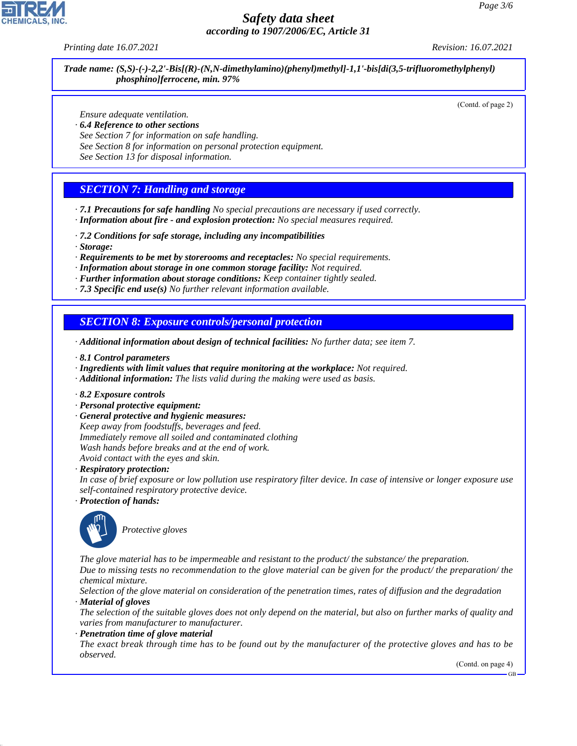**Trade name: (S,S)-(-)-2,2'-Bis[(R)-(N,N-dimethylamino)(phenyl)methyl]-1,1'-bis[di(3,5-trifluoromethylphenyl) phosphino]ferrocene, min. 97%**

(Contd. of page 2)

Ensure adequate ventilation.

· **6.4 Reference to other sections**
See Section 7 for information on safe handling.
See Section 8 for information on personal protection equipment.
See Section 13 for disposal information.

## SECTION 7: Handling and storage

· **7.1 Precautions for safe handling** No special precautions are necessary if used correctly.
· **Information about fire - and explosion protection:** No special measures required.

· **7.2 Conditions for safe storage, including any incompatibilities**
· **Storage:**
· **Requirements to be met by storerooms and receptacles:** No special requirements.
· **Information about storage in one common storage facility:** Not required.
· **Further information about storage conditions:** Keep container tightly sealed.
· **7.3 Specific end use(s)** No further relevant information available.

## SECTION 8: Exposure controls/personal protection

· **Additional information about design of technical facilities:** No further data; see item 7.

· **8.1 Control parameters**
· **Ingredients with limit values that require monitoring at the workplace:** Not required.
· **Additional information:** The lists valid during the making were used as basis.

· **8.2 Exposure controls**
· **Personal protective equipment:**
· **General protective and hygienic measures:**
Keep away from foodstuffs, beverages and feed.
Immediately remove all soiled and contaminated clothing
Wash hands before breaks and at the end of work.
Avoid contact with the eyes and skin.
· **Respiratory protection:**
In case of brief exposure or low pollution use respiratory filter device. In case of intensive or longer exposure use self-contained respiratory protective device.
· **Protection of hands:**

Protective gloves

The glove material has to be impermeable and resistant to the product/ the substance/ the preparation.
Due to missing tests no recommendation to the glove material can be given for the product/ the preparation/ the chemical mixture.
Selection of the glove material on consideration of the penetration times, rates of diffusion and the degradation
· **Material of gloves**
The selection of the suitable gloves does not only depend on the material, but also on further marks of quality and varies from manufacturer to manufacturer.
· **Penetration time of glove material**
The exact break through time has to be found out by the manufacturer of the protective gloves and has to be observed.

(Contd. on page 4)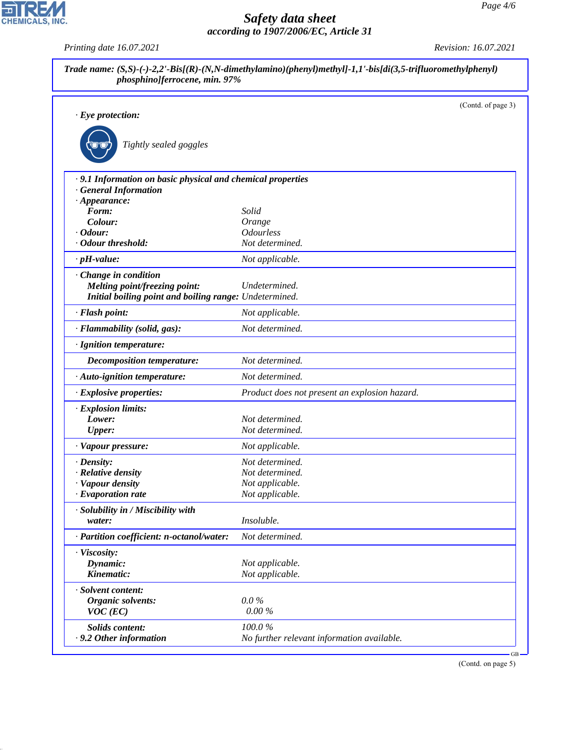**Trade name: (S,S)-(-)-2,2'-Bis[(R)-(N,N-dimethylamino)(phenyl)methyl]-1,1'-bis[di(3,5-trifluoromethylphenyl) phosphino]ferrocene, min. 97%**

(Contd. of page 3)

· **Eye protection:**

Tightly sealed goggles

| | |
|---|---|
| · **9.1 Information on basic physical and chemical properties** | |
| · **General Information** | |
| · **Appearance:** | |
| **Form:** | Solid |
| **Colour:** | Orange |
| · **Odour:** | Odourless |
| · **Odour threshold:** | Not determined. |
| · **pH-value:** | Not applicable. |
| · **Change in condition** | |
| **Melting point/freezing point:** | Undetermined. |
| **Initial boiling point and boiling range:** | Undetermined. |
| · **Flash point:** | Not applicable. |
| · **Flammability (solid, gas):** | Not determined. |
| · **Ignition temperature:** | |
| **Decomposition temperature:** | Not determined. |
| · **Auto-ignition temperature:** | Not determined. |
| · **Explosive properties:** | Product does not present an explosion hazard. |
| · **Explosion limits:** | |
| **Lower:** | Not determined. |
| **Upper:** | Not determined. |
| · **Vapour pressure:** | Not applicable. |
| · **Density:** | Not determined. |
| · **Relative density** | Not determined. |
| · **Vapour density** | Not applicable. |
| · **Evaporation rate** | Not applicable. |
| · **Solubility in / Miscibility with** | |
| **water:** | Insoluble. |
| · **Partition coefficient: n-octanol/water:** | Not determined. |
| · **Viscosity:** | |
| **Dynamic:** | Not applicable. |
| **Kinematic:** | Not applicable. |
| · **Solvent content:** | |
| **Organic solvents:** | 0.0 % |
| **VOC (EC)** | 0.00 % |
| **Solids content:** | 100.0 % |
| · **9.2 Other information** | No further relevant information available. |

(Contd. on page 5)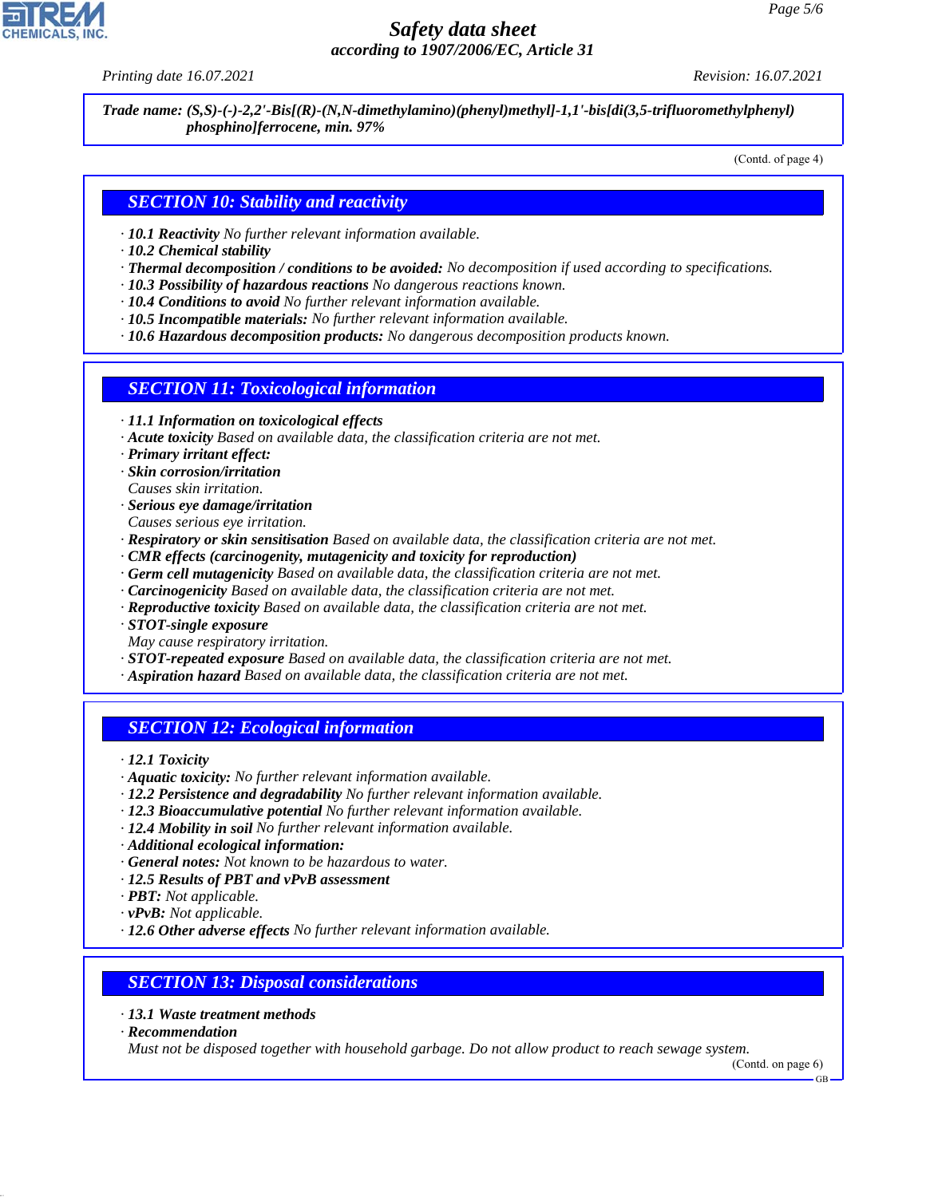*Trade name: (S,S)-(-)-2,2'-Bis[(R)-(N,N-dimethylamino)(phenyl)methyl]-1,1'-bis[di(3,5-trifluoromethylphenyl)phosphino]ferrocene, min. 97%*

(Contd. of page 4)

## SECTION 10: Stability and reactivity

- **10.1 Reactivity** No further relevant information available.
- **10.2 Chemical stability**
- **Thermal decomposition / conditions to be avoided:** No decomposition if used according to specifications.
- **10.3 Possibility of hazardous reactions** No dangerous reactions known.
- **10.4 Conditions to avoid** No further relevant information available.
- **10.5 Incompatible materials:** No further relevant information available.
- **10.6 Hazardous decomposition products:** No dangerous decomposition products known.

## SECTION 11: Toxicological information

- **11.1 Information on toxicological effects**
- **Acute toxicity** Based on available data, the classification criteria are not met.
- **Primary irritant effect:**
- **Skin corrosion/irritation**
  Causes skin irritation.
- **Serious eye damage/irritation**
  Causes serious eye irritation.
- **Respiratory or skin sensitisation** Based on available data, the classification criteria are not met.
- **CMR effects (carcinogenity, mutagenicity and toxicity for reproduction)**
- **Germ cell mutagenicity** Based on available data, the classification criteria are not met.
- **Carcinogenicity** Based on available data, the classification criteria are not met.
- **Reproductive toxicity** Based on available data, the classification criteria are not met.
- **STOT-single exposure**
  May cause respiratory irritation.
- **STOT-repeated exposure** Based on available data, the classification criteria are not met.
- **Aspiration hazard** Based on available data, the classification criteria are not met.

## SECTION 12: Ecological information

- **12.1 Toxicity**
- **Aquatic toxicity:** No further relevant information available.
- **12.2 Persistence and degradability** No further relevant information available.
- **12.3 Bioaccumulative potential** No further relevant information available.
- **12.4 Mobility in soil** No further relevant information available.
- **Additional ecological information:**
- **General notes:** Not known to be hazardous to water.
- **12.5 Results of PBT and vPvB assessment**
- **PBT:** Not applicable.
- **vPvB:** Not applicable.
- **12.6 Other adverse effects** No further relevant information available.

## SECTION 13: Disposal considerations

- **13.1 Waste treatment methods**
- **Recommendation**
  Must not be disposed together with household garbage. Do not allow product to reach sewage system.

(Contd. on page 6)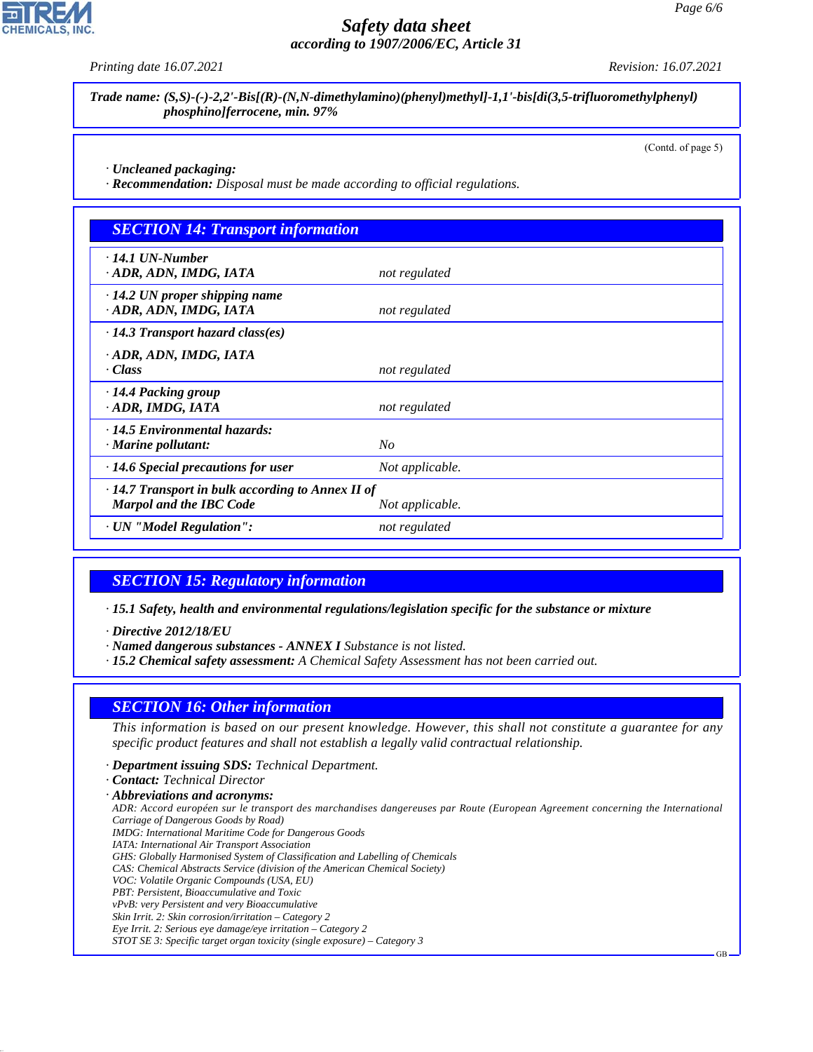**Trade name: (S,S)-(-)-2,2'-Bis[(R)-(N,N-dimethylamino)(phenyl)methyl]-1,1'-bis[di(3,5-trifluoromethylphenyl)phosphino]ferrocene, min. 97%**

(Contd. of page 5)

· **Uncleaned packaging:**
· **Recommendation:** Disposal must be made according to official regulations.

## SECTION 14: Transport information

| | |
|---|---|
| · **14.1 UN-Number**<br>· **ADR, ADN, IMDG, IATA** | not regulated |
| · **14.2 UN proper shipping name**<br>· **ADR, ADN, IMDG, IATA** | not regulated |
| · **14.3 Transport hazard class(es)**<br>· **ADR, ADN, IMDG, IATA**<br>· **Class** | not regulated |
| · **14.4 Packing group**<br>· **ADR, IMDG, IATA** | not regulated |
| · **14.5 Environmental hazards:**<br>· **Marine pollutant:** | No |
| · **14.6 Special precautions for user** | Not applicable. |
| · **14.7 Transport in bulk according to Annex II of Marpol and the IBC Code** | Not applicable. |
| · **UN "Model Regulation":** | not regulated |

## SECTION 15: Regulatory information

· **15.1 Safety, health and environmental regulations/legislation specific for the substance or mixture**

· **Directive 2012/18/EU**
· **Named dangerous substances - ANNEX I** Substance is not listed.
· **15.2 Chemical safety assessment:** A Chemical Safety Assessment has not been carried out.

## SECTION 16: Other information

This information is based on our present knowledge. However, this shall not constitute a guarantee for any specific product features and shall not establish a legally valid contractual relationship.

· **Department issuing SDS:** Technical Department.
· **Contact:** Technical Director
· **Abbreviations and acronyms:**
ADR: Accord européen sur le transport des marchandises dangereuses par Route (European Agreement concerning the International Carriage of Dangerous Goods by Road)
IMDG: International Maritime Code for Dangerous Goods
IATA: International Air Transport Association
GHS: Globally Harmonised System of Classification and Labelling of Chemicals
CAS: Chemical Abstracts Service (division of the American Chemical Society)
VOC: Volatile Organic Compounds (USA, EU)
PBT: Persistent, Bioaccumulative and Toxic
vPvB: very Persistent and very Bioaccumulative
Skin Irrit. 2: Skin corrosion/irritation – Category 2
Eye Irrit. 2: Serious eye damage/eye irritation – Category 2
STOT SE 3: Specific target organ toxicity (single exposure) – Category 3

GB